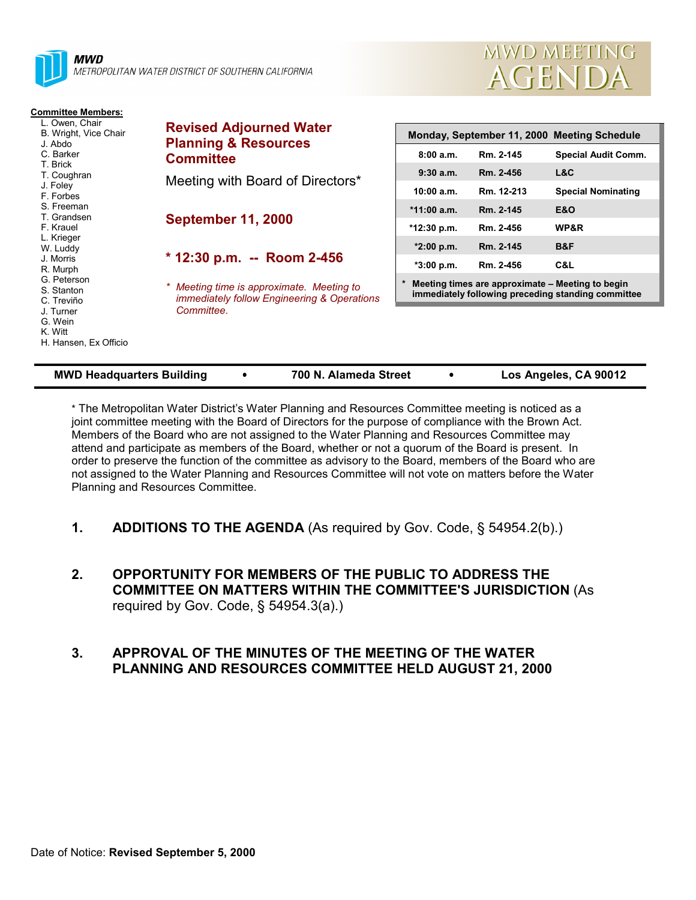**MWD**
*METROPOLITAN WATER DISTRICT OF SOUTHERN CALIFORNIA*

# MWD MEETING AGENDA

**Committee Members:**
- L. Owen, Chair
- B. Wright, Vice Chair
- J. Abdo
- C. Barker
- T. Brick
- T. Coughran
- J. Foley
- F. Forbes
- S. Freeman
- T. Grandsen
- F. Krauel
- L. Krieger
- W. Luddy
- J. Morris
- R. Murph
- G. Peterson
- S. Stanton
- C. Treviño
- J. Turner
- G. Wein
- K. Witt
- H. Hansen, Ex Officio

## Revised Adjourned Water Planning & Resources Committee

Meeting with Board of Directors*

## September 11, 2000

## * 12:30 p.m. -- Room 2-456

*\* Meeting time is approximate. Meeting to immediately follow Engineering & Operations Committee.*

| Monday, September 11, 2000 Meeting Schedule | | |
|---|---|---|
| 8:00 a.m. | Rm. 2-145 | Special Audit Comm. |
| 9:30 a.m. | Rm. 2-456 | L&C |
| 10:00 a.m. | Rm. 12-213 | Special Nominating |
| *11:00 a.m. | Rm. 2-145 | E&O |
| *12:30 p.m. | Rm. 2-456 | WP&R |
| *2:00 p.m. | Rm. 2-145 | B&F |
| *3:00 p.m. | Rm. 2-456 | C&L |
| * Meeting times are approximate – Meeting to begin immediately following preceding standing committee | | |

**MWD Headquarters Building • 700 N. Alameda Street • Los Angeles, CA 90012**

\* The Metropolitan Water District's Water Planning and Resources Committee meeting is noticed as a joint committee meeting with the Board of Directors for the purpose of compliance with the Brown Act. Members of the Board who are not assigned to the Water Planning and Resources Committee may attend and participate as members of the Board, whether or not a quorum of the Board is present. In order to preserve the function of the committee as advisory to the Board, members of the Board who are not assigned to the Water Planning and Resources Committee will not vote on matters before the Water Planning and Resources Committee.

1. **ADDITIONS TO THE AGENDA** (As required by Gov. Code, § 54954.2(b).)

2. **OPPORTUNITY FOR MEMBERS OF THE PUBLIC TO ADDRESS THE COMMITTEE ON MATTERS WITHIN THE COMMITTEE'S JURISDICTION** (As required by Gov. Code, § 54954.3(a).)

3. **APPROVAL OF THE MINUTES OF THE MEETING OF THE WATER PLANNING AND RESOURCES COMMITTEE HELD AUGUST 21, 2000**

Date of Notice: **Revised September 5, 2000**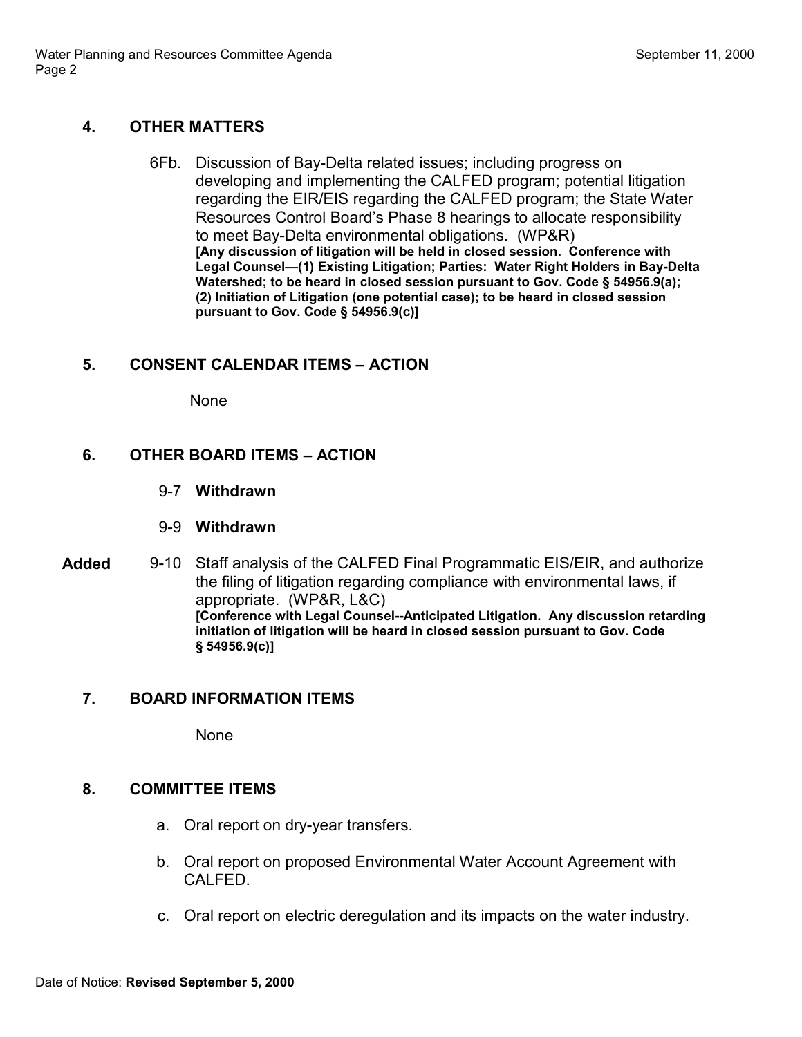## 4. OTHER MATTERS

6Fb. Discussion of Bay-Delta related issues; including progress on developing and implementing the CALFED program; potential litigation regarding the EIR/EIS regarding the CALFED program; the State Water Resources Control Board's Phase 8 hearings to allocate responsibility to meet Bay-Delta environmental obligations. (WP&R)
**[Any discussion of litigation will be held in closed session. Conference with Legal Counsel—(1) Existing Litigation; Parties: Water Right Holders in Bay-Delta Watershed; to be heard in closed session pursuant to Gov. Code § 54956.9(a); (2) Initiation of Litigation (one potential case); to be heard in closed session pursuant to Gov. Code § 54956.9(c)]**

## 5. CONSENT CALENDAR ITEMS – ACTION

None

## 6. OTHER BOARD ITEMS – ACTION

9-7 **Withdrawn**

9-9 **Withdrawn**

**Added** 9-10 Staff analysis of the CALFED Final Programmatic EIS/EIR, and authorize the filing of litigation regarding compliance with environmental laws, if appropriate. (WP&R, L&C)
**[Conference with Legal Counsel--Anticipated Litigation. Any discussion retarding initiation of litigation will be heard in closed session pursuant to Gov. Code § 54956.9(c)]**

## 7. BOARD INFORMATION ITEMS

None

## 8. COMMITTEE ITEMS

a. Oral report on dry-year transfers.

b. Oral report on proposed Environmental Water Account Agreement with CALFED.

c. Oral report on electric deregulation and its impacts on the water industry.

Date of Notice: **Revised September 5, 2000**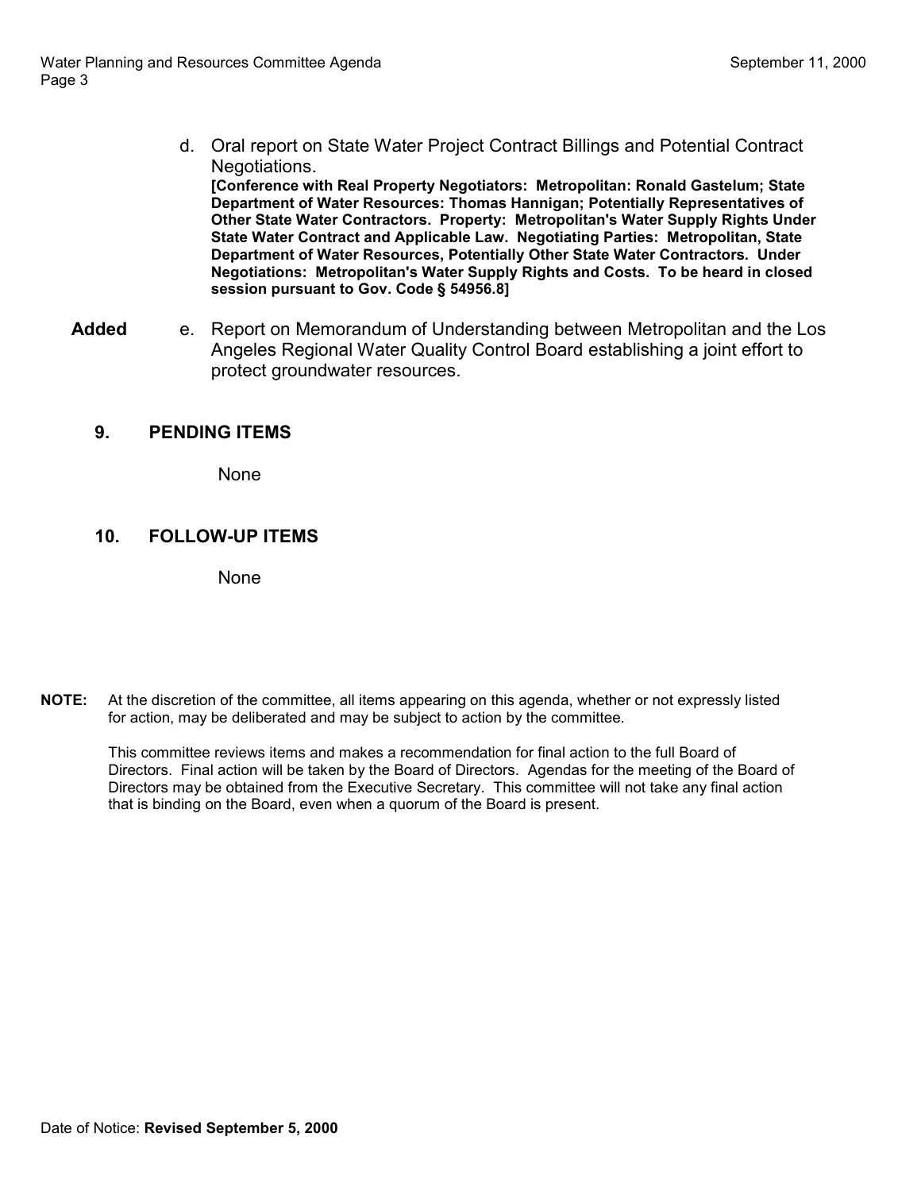d. Oral report on State Water Project Contract Billings and Potential Contract Negotiations.
**[Conference with Real Property Negotiators: Metropolitan: Ronald Gastelum; State Department of Water Resources: Thomas Hannigan; Potentially Representatives of Other State Water Contractors. Property: Metropolitan's Water Supply Rights Under State Water Contract and Applicable Law. Negotiating Parties: Metropolitan, State Department of Water Resources, Potentially Other State Water Contractors. Under Negotiations: Metropolitan's Water Supply Rights and Costs. To be heard in closed session pursuant to Gov. Code § 54956.8]**

**Added** e. Report on Memorandum of Understanding between Metropolitan and the Los Angeles Regional Water Quality Control Board establishing a joint effort to protect groundwater resources.

## 9. PENDING ITEMS

None

## 10. FOLLOW-UP ITEMS

None

**NOTE:** At the discretion of the committee, all items appearing on this agenda, whether or not expressly listed for action, may be deliberated and may be subject to action by the committee.

This committee reviews items and makes a recommendation for final action to the full Board of Directors. Final action will be taken by the Board of Directors. Agendas for the meeting of the Board of Directors may be obtained from the Executive Secretary. This committee will not take any final action that is binding on the Board, even when a quorum of the Board is present.

Date of Notice: **Revised September 5, 2000**